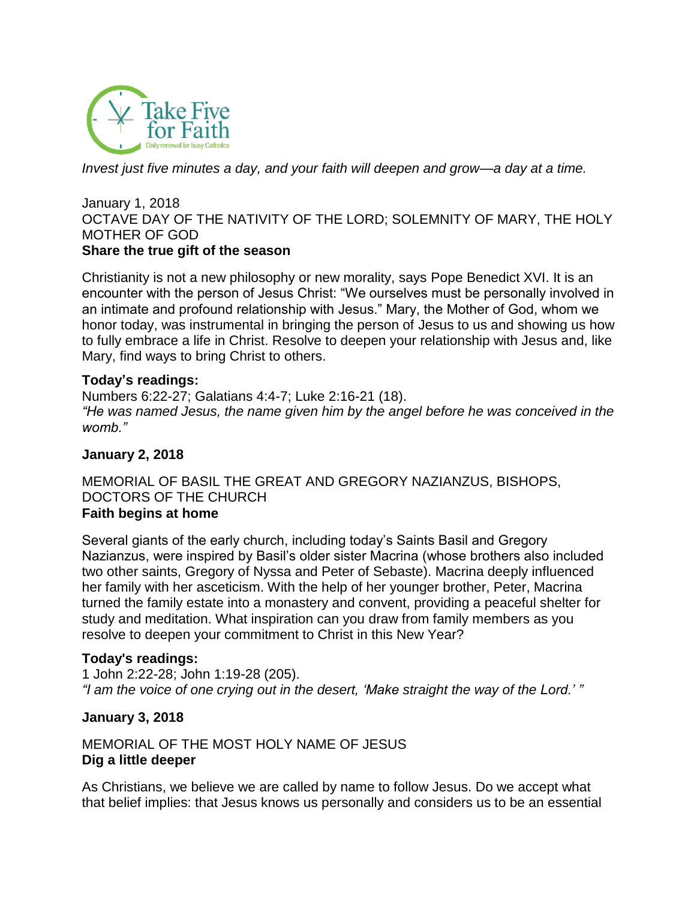Take Five for Faith

Daily renewal for busy Catholics

*Invest just five minutes a day, and your faith will deepen and grow—a day at a time.*

January 1, 2018

OCTAVE DAY OF THE NATIVITY OF THE LORD; SOLEMNITY OF MARY, THE HOLY MOTHER OF GOD

**Share the true gift of the season**

Christianity is not a new philosophy or new morality, says Pope Benedict XVI. It is an encounter with the person of Jesus Christ: "We ourselves must be personally involved in an intimate and profound relationship with Jesus." Mary, the Mother of God, whom we honor today, was instrumental in bringing the person of Jesus to us and showing us how to fully embrace a life in Christ. Resolve to deepen your relationship with Jesus and, like Mary, find ways to bring Christ to others.

**Today's readings:**

Numbers 6:22-27; Galatians 4:4-7; Luke 2:16-21 (18).

*"He was named Jesus, the name given him by the angel before he was conceived in the womb."*

**January 2, 2018**

MEMORIAL OF BASIL THE GREAT AND GREGORY NAZIANZUS, BISHOPS, DOCTORS OF THE CHURCH

**Faith begins at home**

Several giants of the early church, including today's Saints Basil and Gregory Nazianzus, were inspired by Basil's older sister Macrina (whose brothers also included two other saints, Gregory of Nyssa and Peter of Sebaste). Macrina deeply influenced her family with her asceticism. With the help of her younger brother, Peter, Macrina turned the family estate into a monastery and convent, providing a peaceful shelter for study and meditation. What inspiration can you draw from family members as you resolve to deepen your commitment to Christ in this New Year?

**Today's readings:**

1 John 2:22-28; John 1:19-28 (205).

*"I am the voice of one crying out in the desert, 'Make straight the way of the Lord.' "*

**January 3, 2018**

MEMORIAL OF THE MOST HOLY NAME OF JESUS

**Dig a little deeper**

As Christians, we believe we are called by name to follow Jesus. Do we accept what that belief implies: that Jesus knows us personally and considers us to be an essential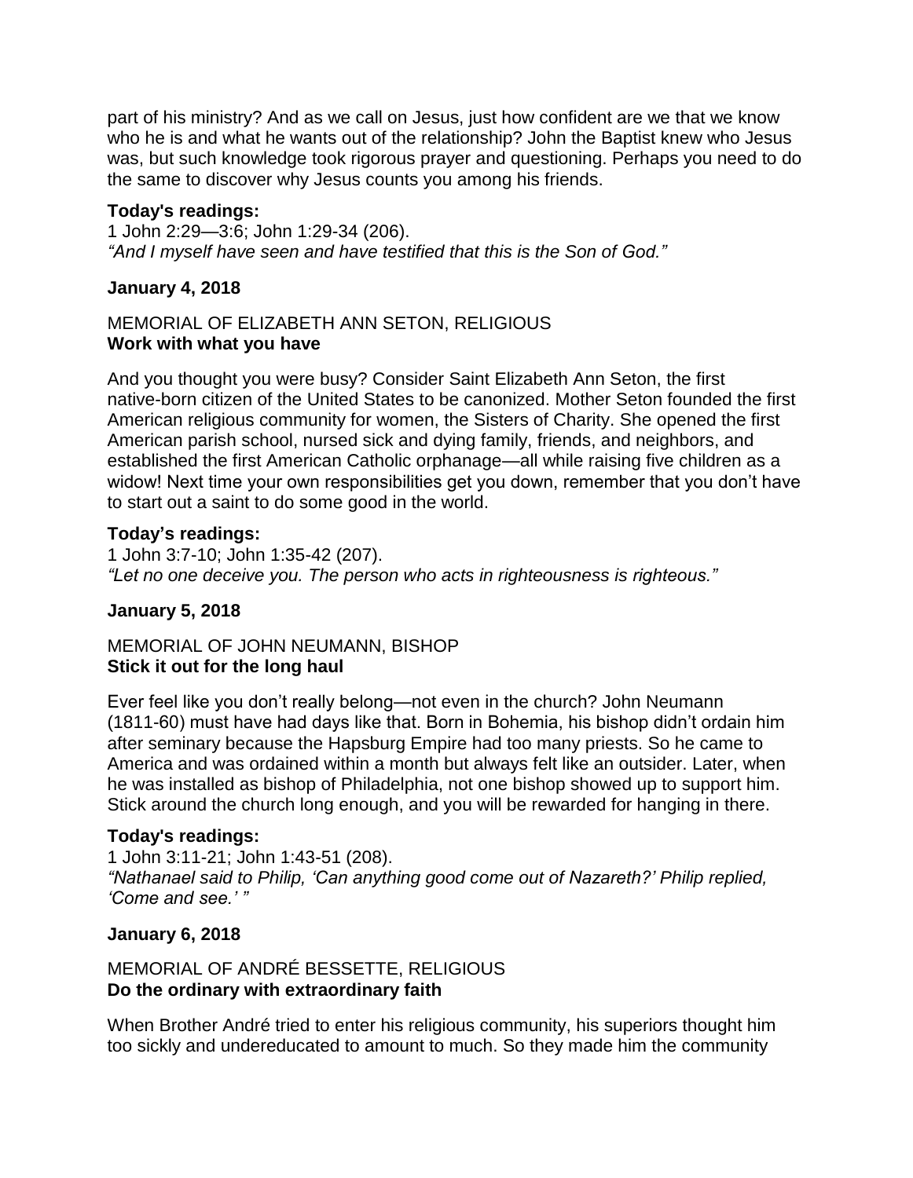part of his ministry? And as we call on Jesus, just how confident are we that we know who he is and what he wants out of the relationship? John the Baptist knew who Jesus was, but such knowledge took rigorous prayer and questioning. Perhaps you need to do the same to discover why Jesus counts you among his friends.

**Today's readings:**
1 John 2:29—3:6; John 1:29-34 (206).
*"And I myself have seen and have testified that this is the Son of God."*

**January 4, 2018**

MEMORIAL OF ELIZABETH ANN SETON, RELIGIOUS
**Work with what you have**

And you thought you were busy? Consider Saint Elizabeth Ann Seton, the first native-born citizen of the United States to be canonized. Mother Seton founded the first American religious community for women, the Sisters of Charity. She opened the first American parish school, nursed sick and dying family, friends, and neighbors, and established the first American Catholic orphanage—all while raising five children as a widow! Next time your own responsibilities get you down, remember that you don't have to start out a saint to do some good in the world.

**Today's readings:**
1 John 3:7-10; John 1:35-42 (207).
*"Let no one deceive you. The person who acts in righteousness is righteous."*

**January 5, 2018**

MEMORIAL OF JOHN NEUMANN, BISHOP
**Stick it out for the long haul**

Ever feel like you don't really belong—not even in the church? John Neumann (1811-60) must have had days like that. Born in Bohemia, his bishop didn't ordain him after seminary because the Hapsburg Empire had too many priests. So he came to America and was ordained within a month but always felt like an outsider. Later, when he was installed as bishop of Philadelphia, not one bishop showed up to support him. Stick around the church long enough, and you will be rewarded for hanging in there.

**Today's readings:**
1 John 3:11-21; John 1:43-51 (208).
*"Nathanael said to Philip, 'Can anything good come out of Nazareth?' Philip replied, 'Come and see.' "*

**January 6, 2018**

MEMORIAL OF ANDRÉ BESSETTE, RELIGIOUS
**Do the ordinary with extraordinary faith**

When Brother André tried to enter his religious community, his superiors thought him too sickly and undereducated to amount to much. So they made him the community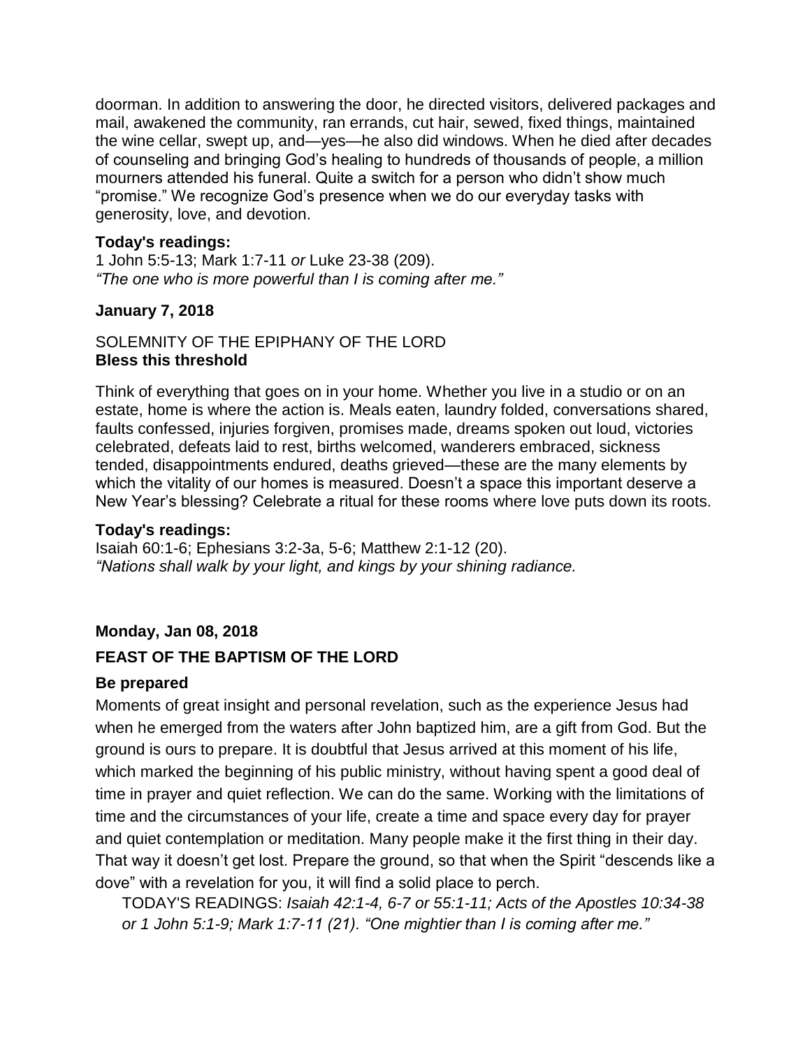doorman. In addition to answering the door, he directed visitors, delivered packages and mail, awakened the community, ran errands, cut hair, sewed, fixed things, maintained the wine cellar, swept up, and—yes—he also did windows. When he died after decades of counseling and bringing God's healing to hundreds of thousands of people, a million mourners attended his funeral. Quite a switch for a person who didn't show much "promise." We recognize God's presence when we do our everyday tasks with generosity, love, and devotion.

**Today's readings:**
1 John 5:5-13; Mark 1:7-11 *or* Luke 23-38 (209).
*"The one who is more powerful than I is coming after me."*

**January 7, 2018**

SOLEMNITY OF THE EPIPHANY OF THE LORD
**Bless this threshold**

Think of everything that goes on in your home. Whether you live in a studio or on an estate, home is where the action is. Meals eaten, laundry folded, conversations shared, faults confessed, injuries forgiven, promises made, dreams spoken out loud, victories celebrated, defeats laid to rest, births welcomed, wanderers embraced, sickness tended, disappointments endured, deaths grieved—these are the many elements by which the vitality of our homes is measured. Doesn't a space this important deserve a New Year's blessing? Celebrate a ritual for these rooms where love puts down its roots.

**Today's readings:**
Isaiah 60:1-6; Ephesians 3:2-3a, 5-6; Matthew 2:1-12 (20).
*"Nations shall walk by your light, and kings by your shining radiance.*

**Monday, Jan 08, 2018**

**FEAST OF THE BAPTISM OF THE LORD**

**Be prepared**

Moments of great insight and personal revelation, such as the experience Jesus had when he emerged from the waters after John baptized him, are a gift from God. But the ground is ours to prepare. It is doubtful that Jesus arrived at this moment of his life, which marked the beginning of his public ministry, without having spent a good deal of time in prayer and quiet reflection. We can do the same. Working with the limitations of time and the circumstances of your life, create a time and space every day for prayer and quiet contemplation or meditation. Many people make it the first thing in their day. That way it doesn't get lost. Prepare the ground, so that when the Spirit "descends like a dove" with a revelation for you, it will find a solid place to perch.

TODAY'S READINGS: *Isaiah 42:1-4, 6-7 or 55:1-11; Acts of the Apostles 10:34-38 or 1 John 5:1-9; Mark 1:7-11 (21). "One mightier than I is coming after me."*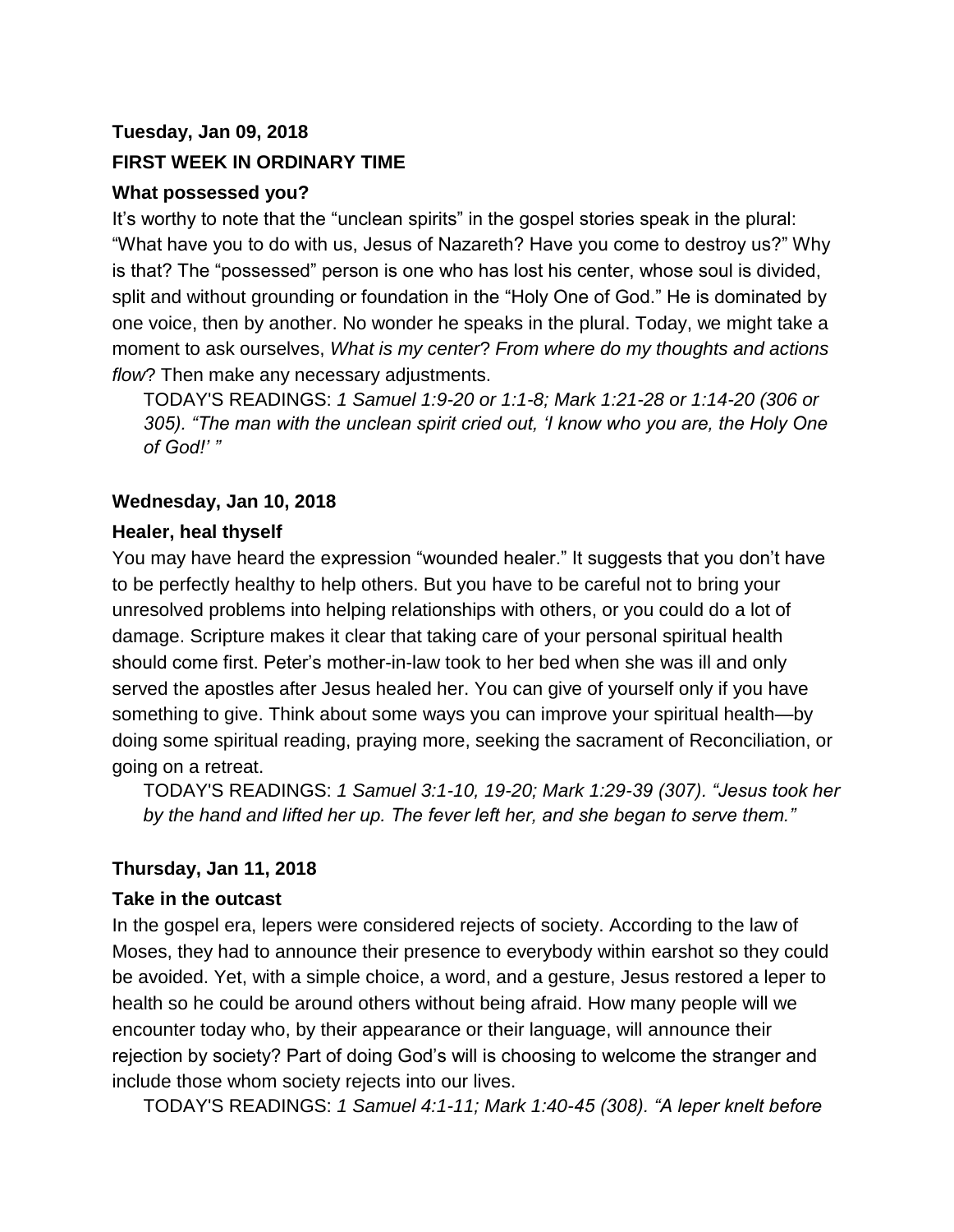**Tuesday, Jan 09, 2018**

**FIRST WEEK IN ORDINARY TIME**

**What possessed you?**

It's worthy to note that the "unclean spirits" in the gospel stories speak in the plural: "What have you to do with us, Jesus of Nazareth? Have you come to destroy us?" Why is that? The "possessed" person is one who has lost his center, whose soul is divided, split and without grounding or foundation in the "Holy One of God." He is dominated by one voice, then by another. No wonder he speaks in the plural. Today, we might take a moment to ask ourselves, *What is my center*? *From where do my thoughts and actions flow*? Then make any necessary adjustments.

TODAY'S READINGS: *1 Samuel 1:9-20 or 1:1-8; Mark 1:21-28 or 1:14-20 (306 or 305). "The man with the unclean spirit cried out, 'I know who you are, the Holy One of God!' "*

**Wednesday, Jan 10, 2018**

**Healer, heal thyself**

You may have heard the expression "wounded healer." It suggests that you don't have to be perfectly healthy to help others. But you have to be careful not to bring your unresolved problems into helping relationships with others, or you could do a lot of damage. Scripture makes it clear that taking care of your personal spiritual health should come first. Peter's mother-in-law took to her bed when she was ill and only served the apostles after Jesus healed her. You can give of yourself only if you have something to give. Think about some ways you can improve your spiritual health—by doing some spiritual reading, praying more, seeking the sacrament of Reconciliation, or going on a retreat.

TODAY'S READINGS: *1 Samuel 3:1-10, 19-20; Mark 1:29-39 (307). "Jesus took her by the hand and lifted her up. The fever left her, and she began to serve them."*

**Thursday, Jan 11, 2018**

**Take in the outcast**

In the gospel era, lepers were considered rejects of society. According to the law of Moses, they had to announce their presence to everybody within earshot so they could be avoided. Yet, with a simple choice, a word, and a gesture, Jesus restored a leper to health so he could be around others without being afraid. How many people will we encounter today who, by their appearance or their language, will announce their rejection by society? Part of doing God's will is choosing to welcome the stranger and include those whom society rejects into our lives.

TODAY'S READINGS: *1 Samuel 4:1-11; Mark 1:40-45 (308). "A leper knelt before*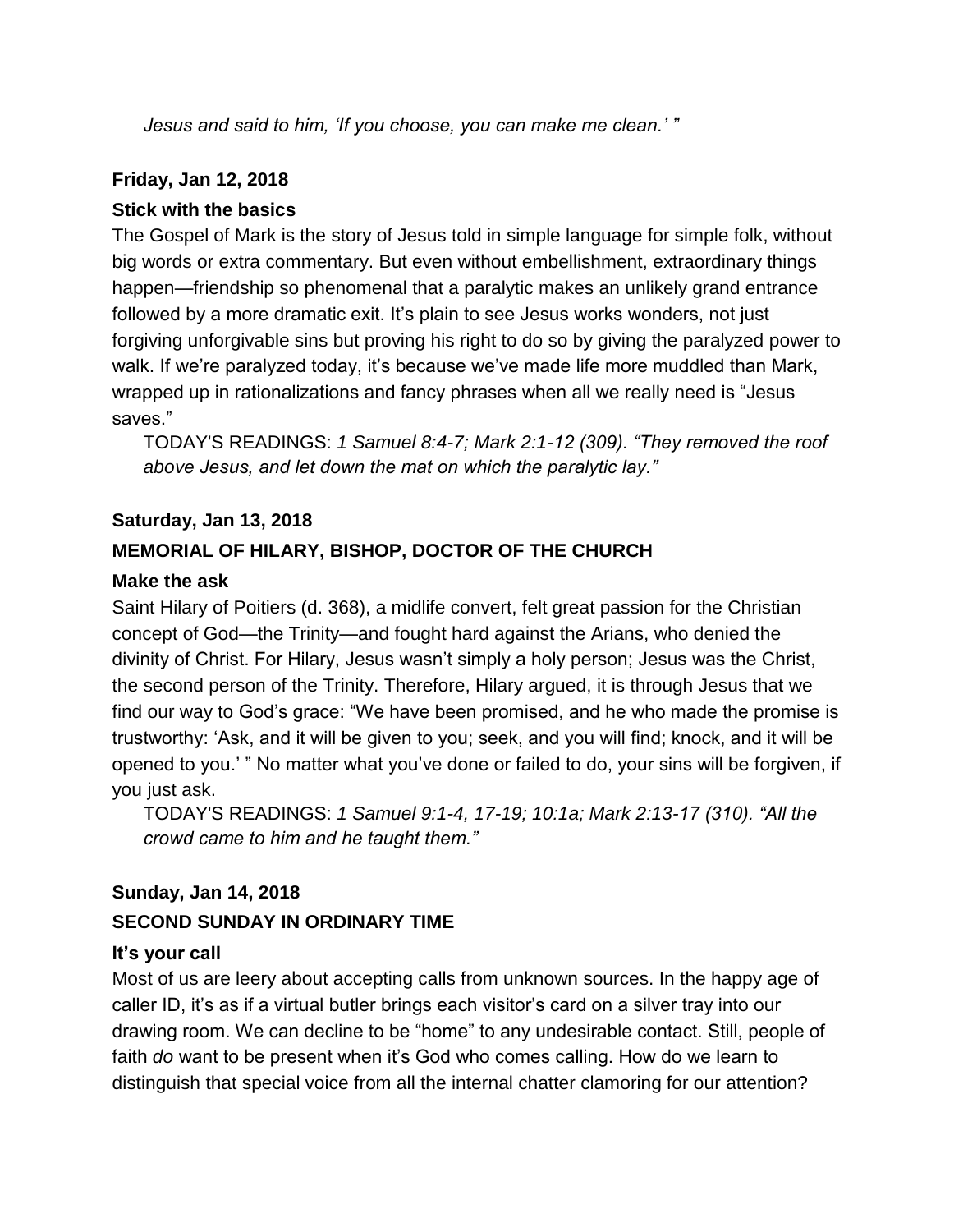*Jesus and said to him, 'If you choose, you can make me clean.' "*

**Friday, Jan 12, 2018**

**Stick with the basics**

The Gospel of Mark is the story of Jesus told in simple language for simple folk, without big words or extra commentary. But even without embellishment, extraordinary things happen—friendship so phenomenal that a paralytic makes an unlikely grand entrance followed by a more dramatic exit. It's plain to see Jesus works wonders, not just forgiving unforgivable sins but proving his right to do so by giving the paralyzed power to walk. If we're paralyzed today, it's because we've made life more muddled than Mark, wrapped up in rationalizations and fancy phrases when all we really need is "Jesus saves."

TODAY'S READINGS: *1 Samuel 8:4-7; Mark 2:1-12 (309). "They removed the roof above Jesus, and let down the mat on which the paralytic lay."*

**Saturday, Jan 13, 2018**

**MEMORIAL OF HILARY, BISHOP, DOCTOR OF THE CHURCH**

**Make the ask**

Saint Hilary of Poitiers (d. 368), a midlife convert, felt great passion for the Christian concept of God—the Trinity—and fought hard against the Arians, who denied the divinity of Christ. For Hilary, Jesus wasn't simply a holy person; Jesus was the Christ, the second person of the Trinity. Therefore, Hilary argued, it is through Jesus that we find our way to God's grace: "We have been promised, and he who made the promise is trustworthy: 'Ask, and it will be given to you; seek, and you will find; knock, and it will be opened to you.' " No matter what you've done or failed to do, your sins will be forgiven, if you just ask.

TODAY'S READINGS: *1 Samuel 9:1-4, 17-19; 10:1a; Mark 2:13-17 (310). "All the crowd came to him and he taught them."*

**Sunday, Jan 14, 2018**

**SECOND SUNDAY IN ORDINARY TIME**

**It's your call**

Most of us are leery about accepting calls from unknown sources. In the happy age of caller ID, it's as if a virtual butler brings each visitor's card on a silver tray into our drawing room. We can decline to be "home" to any undesirable contact. Still, people of faith *do* want to be present when it's God who comes calling. How do we learn to distinguish that special voice from all the internal chatter clamoring for our attention?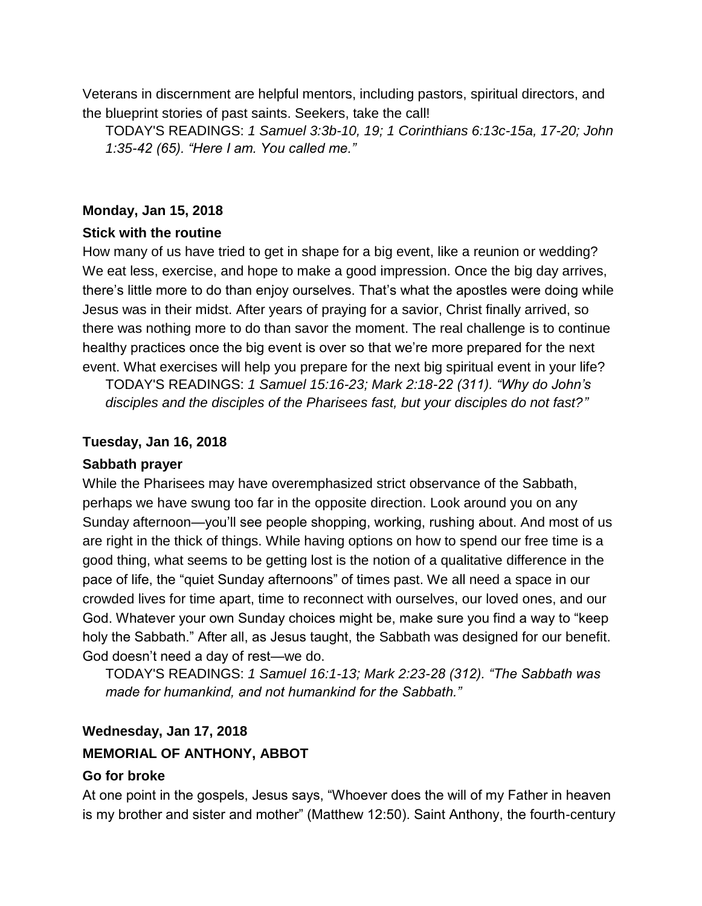Veterans in discernment are helpful mentors, including pastors, spiritual directors, and the blueprint stories of past saints. Seekers, take the call!

TODAY'S READINGS: *1 Samuel 3:3b-10, 19; 1 Corinthians 6:13c-15a, 17-20; John 1:35-42 (65). "Here I am. You called me."*

**Monday, Jan 15, 2018**

**Stick with the routine**

How many of us have tried to get in shape for a big event, like a reunion or wedding? We eat less, exercise, and hope to make a good impression. Once the big day arrives, there's little more to do than enjoy ourselves. That's what the apostles were doing while Jesus was in their midst. After years of praying for a savior, Christ finally arrived, so there was nothing more to do than savor the moment. The real challenge is to continue healthy practices once the big event is over so that we're more prepared for the next event. What exercises will help you prepare for the next big spiritual event in your life?

TODAY'S READINGS: *1 Samuel 15:16-23; Mark 2:18-22 (311). "Why do John's disciples and the disciples of the Pharisees fast, but your disciples do not fast?"*

**Tuesday, Jan 16, 2018**

**Sabbath prayer**

While the Pharisees may have overemphasized strict observance of the Sabbath, perhaps we have swung too far in the opposite direction. Look around you on any Sunday afternoon—you'll see people shopping, working, rushing about. And most of us are right in the thick of things. While having options on how to spend our free time is a good thing, what seems to be getting lost is the notion of a qualitative difference in the pace of life, the "quiet Sunday afternoons" of times past. We all need a space in our crowded lives for time apart, time to reconnect with ourselves, our loved ones, and our God. Whatever your own Sunday choices might be, make sure you find a way to "keep holy the Sabbath." After all, as Jesus taught, the Sabbath was designed for our benefit. God doesn't need a day of rest—we do.

TODAY'S READINGS: *1 Samuel 16:1-13; Mark 2:23-28 (312). "The Sabbath was made for humankind, and not humankind for the Sabbath."*

**Wednesday, Jan 17, 2018**

**MEMORIAL OF ANTHONY, ABBOT**

**Go for broke**

At one point in the gospels, Jesus says, "Whoever does the will of my Father in heaven is my brother and sister and mother" (Matthew 12:50). Saint Anthony, the fourth-century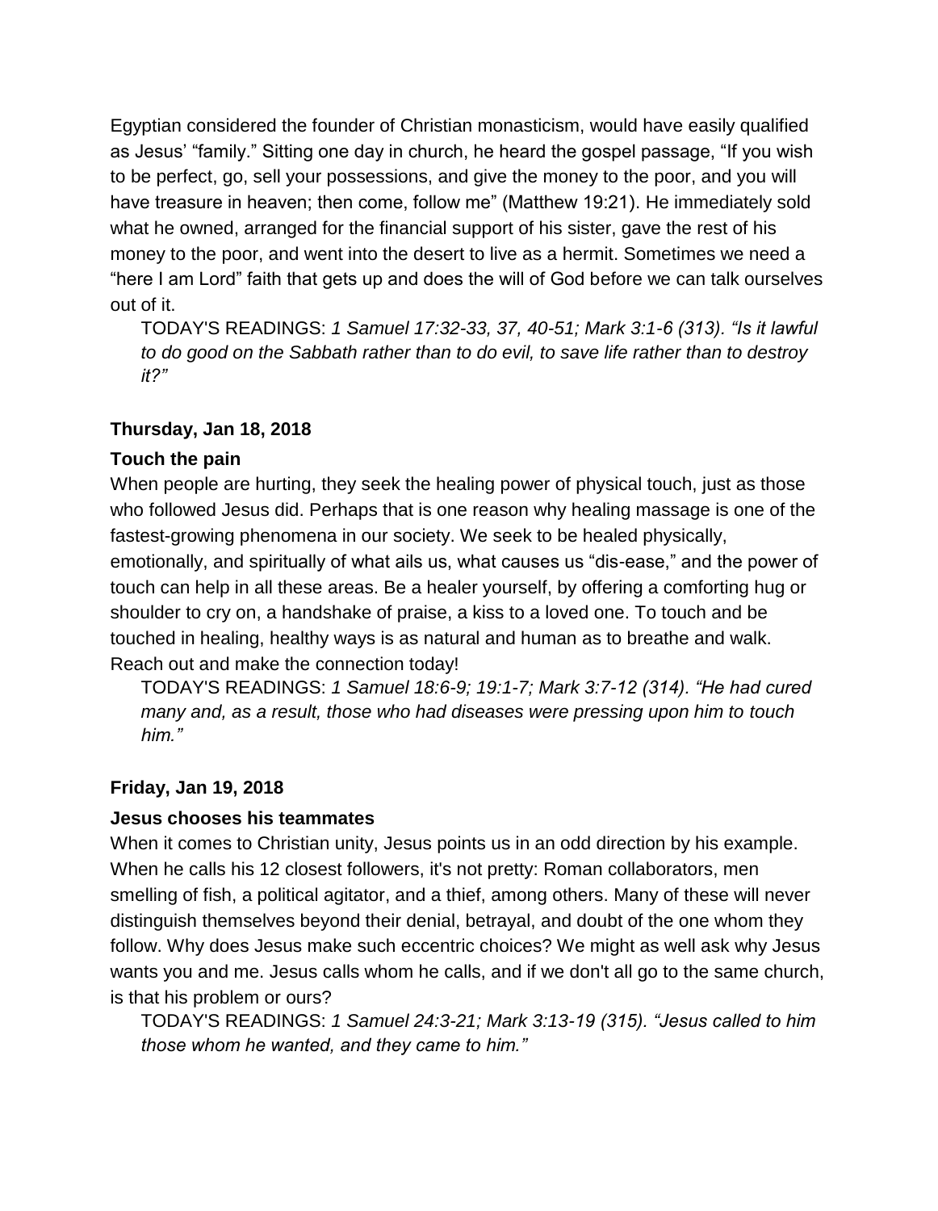Egyptian considered the founder of Christian monasticism, would have easily qualified as Jesus' "family." Sitting one day in church, he heard the gospel passage, "If you wish to be perfect, go, sell your possessions, and give the money to the poor, and you will have treasure in heaven; then come, follow me" (Matthew 19:21). He immediately sold what he owned, arranged for the financial support of his sister, gave the rest of his money to the poor, and went into the desert to live as a hermit. Sometimes we need a "here I am Lord" faith that gets up and does the will of God before we can talk ourselves out of it.

TODAY'S READINGS: *1 Samuel 17:32-33, 37, 40-51; Mark 3:1-6 (313). "Is it lawful to do good on the Sabbath rather than to do evil, to save life rather than to destroy it?"*

**Thursday, Jan 18, 2018**

**Touch the pain**

When people are hurting, they seek the healing power of physical touch, just as those who followed Jesus did. Perhaps that is one reason why healing massage is one of the fastest-growing phenomena in our society. We seek to be healed physically, emotionally, and spiritually of what ails us, what causes us "dis-ease," and the power of touch can help in all these areas. Be a healer yourself, by offering a comforting hug or shoulder to cry on, a handshake of praise, a kiss to a loved one. To touch and be touched in healing, healthy ways is as natural and human as to breathe and walk. Reach out and make the connection today!

TODAY'S READINGS: *1 Samuel 18:6-9; 19:1-7; Mark 3:7-12 (314). "He had cured many and, as a result, those who had diseases were pressing upon him to touch him."*

**Friday, Jan 19, 2018**

**Jesus chooses his teammates**

When it comes to Christian unity, Jesus points us in an odd direction by his example. When he calls his 12 closest followers, it's not pretty: Roman collaborators, men smelling of fish, a political agitator, and a thief, among others. Many of these will never distinguish themselves beyond their denial, betrayal, and doubt of the one whom they follow. Why does Jesus make such eccentric choices? We might as well ask why Jesus wants you and me. Jesus calls whom he calls, and if we don't all go to the same church, is that his problem or ours?

TODAY'S READINGS: *1 Samuel 24:3-21; Mark 3:13-19 (315). "Jesus called to him those whom he wanted, and they came to him."*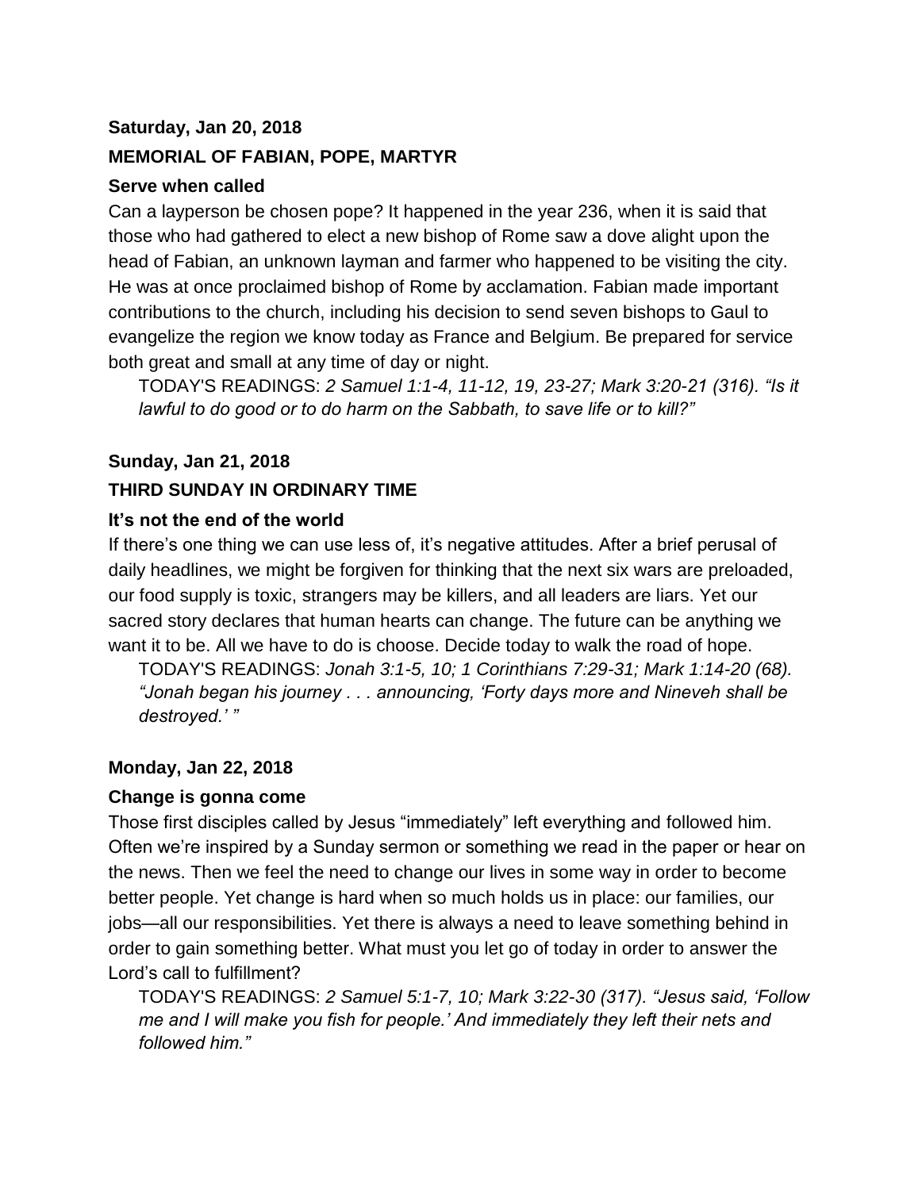**Saturday, Jan 20, 2018**

**MEMORIAL OF FABIAN, POPE, MARTYR**

**Serve when called**

Can a layperson be chosen pope? It happened in the year 236, when it is said that those who had gathered to elect a new bishop of Rome saw a dove alight upon the head of Fabian, an unknown layman and farmer who happened to be visiting the city. He was at once proclaimed bishop of Rome by acclamation. Fabian made important contributions to the church, including his decision to send seven bishops to Gaul to evangelize the region we know today as France and Belgium. Be prepared for service both great and small at any time of day or night.

> TODAY'S READINGS: *2 Samuel 1:1-4, 11-12, 19, 23-27; Mark 3:20-21 (316). "Is it lawful to do good or to do harm on the Sabbath, to save life or to kill?"*

**Sunday, Jan 21, 2018**

**THIRD SUNDAY IN ORDINARY TIME**

**It's not the end of the world**

If there's one thing we can use less of, it's negative attitudes. After a brief perusal of daily headlines, we might be forgiven for thinking that the next six wars are preloaded, our food supply is toxic, strangers may be killers, and all leaders are liars. Yet our sacred story declares that human hearts can change. The future can be anything we want it to be. All we have to do is choose. Decide today to walk the road of hope.

> TODAY'S READINGS: *Jonah 3:1-5, 10; 1 Corinthians 7:29-31; Mark 1:14-20 (68). "Jonah began his journey . . . announcing, 'Forty days more and Nineveh shall be destroyed.' "*

**Monday, Jan 22, 2018**

**Change is gonna come**

Those first disciples called by Jesus "immediately" left everything and followed him. Often we're inspired by a Sunday sermon or something we read in the paper or hear on the news. Then we feel the need to change our lives in some way in order to become better people. Yet change is hard when so much holds us in place: our families, our jobs—all our responsibilities. Yet there is always a need to leave something behind in order to gain something better. What must you let go of today in order to answer the Lord's call to fulfillment?

> TODAY'S READINGS: *2 Samuel 5:1-7, 10; Mark 3:22-30 (317). "Jesus said, 'Follow me and I will make you fish for people.' And immediately they left their nets and followed him."*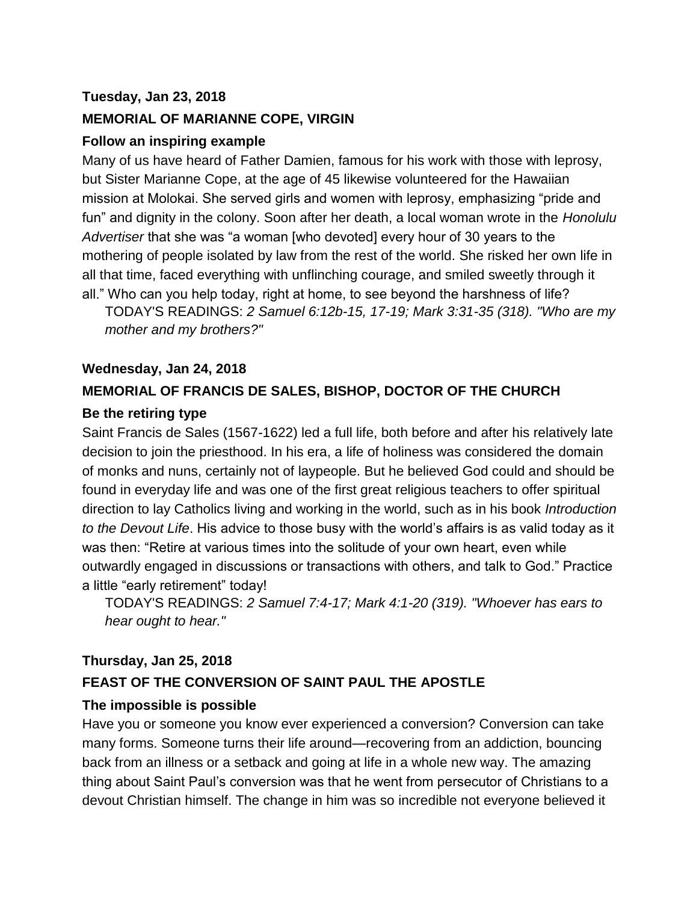**Tuesday, Jan 23, 2018**

**MEMORIAL OF MARIANNE COPE, VIRGIN**

**Follow an inspiring example**

Many of us have heard of Father Damien, famous for his work with those with leprosy, but Sister Marianne Cope, at the age of 45 likewise volunteered for the Hawaiian mission at Molokai. She served girls and women with leprosy, emphasizing "pride and fun" and dignity in the colony. Soon after her death, a local woman wrote in the *Honolulu Advertiser* that she was "a woman [who devoted] every hour of 30 years to the mothering of people isolated by law from the rest of the world. She risked her own life in all that time, faced everything with unflinching courage, and smiled sweetly through it all." Who can you help today, right at home, to see beyond the harshness of life?

TODAY'S READINGS: *2 Samuel 6:12b-15, 17-19; Mark 3:31-35 (318). "Who are my mother and my brothers?"*

**Wednesday, Jan 24, 2018**

**MEMORIAL OF FRANCIS DE SALES, BISHOP, DOCTOR OF THE CHURCH**

**Be the retiring type**

Saint Francis de Sales (1567-1622) led a full life, both before and after his relatively late decision to join the priesthood. In his era, a life of holiness was considered the domain of monks and nuns, certainly not of laypeople. But he believed God could and should be found in everyday life and was one of the first great religious teachers to offer spiritual direction to lay Catholics living and working in the world, such as in his book *Introduction to the Devout Life*. His advice to those busy with the world's affairs is as valid today as it was then: "Retire at various times into the solitude of your own heart, even while outwardly engaged in discussions or transactions with others, and talk to God." Practice a little "early retirement" today!

TODAY'S READINGS: *2 Samuel 7:4-17; Mark 4:1-20 (319). "Whoever has ears to hear ought to hear."*

**Thursday, Jan 25, 2018**

**FEAST OF THE CONVERSION OF SAINT PAUL THE APOSTLE**

**The impossible is possible**

Have you or someone you know ever experienced a conversion? Conversion can take many forms. Someone turns their life around—recovering from an addiction, bouncing back from an illness or a setback and going at life in a whole new way. The amazing thing about Saint Paul's conversion was that he went from persecutor of Christians to a devout Christian himself. The change in him was so incredible not everyone believed it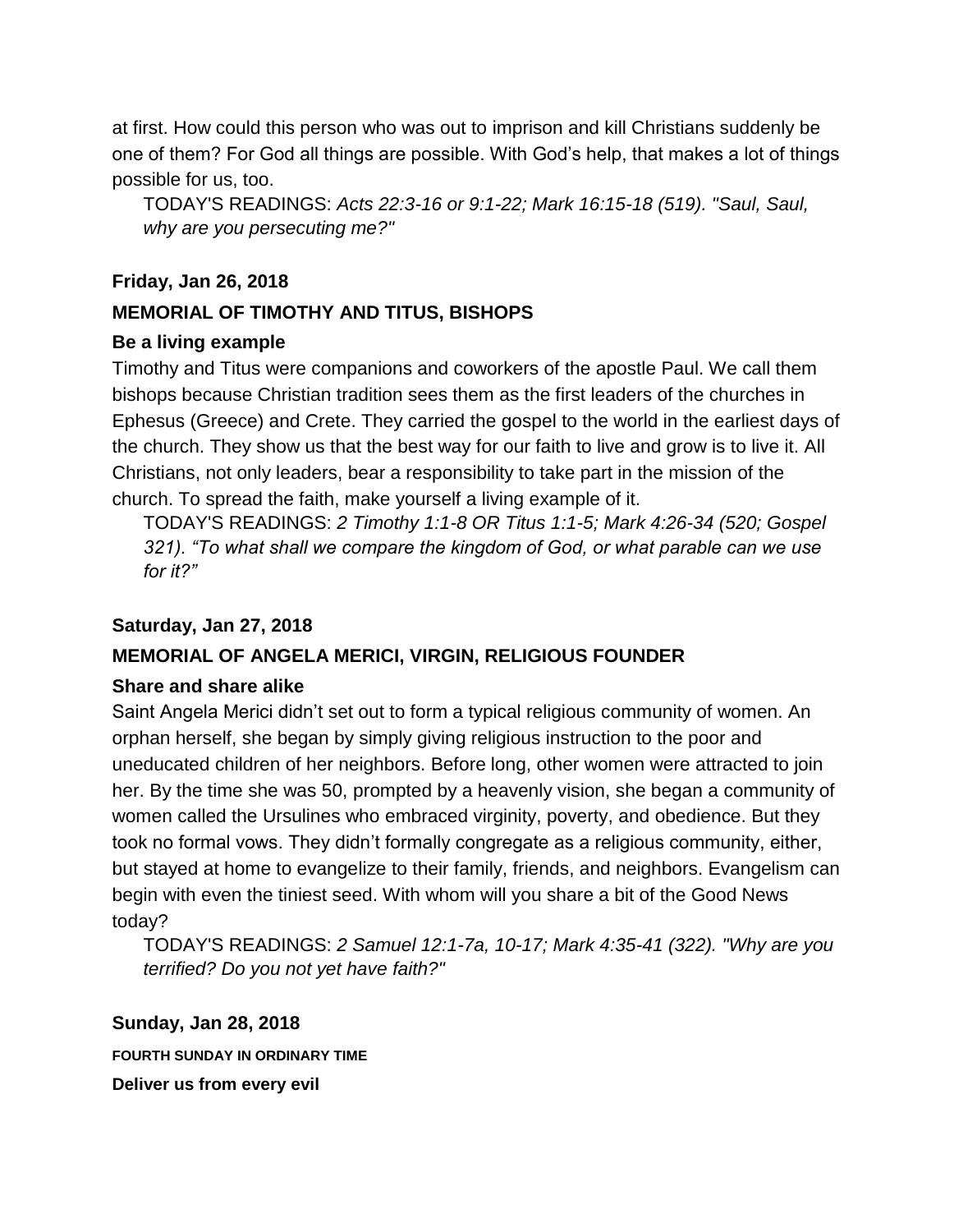at first. How could this person who was out to imprison and kill Christians suddenly be one of them? For God all things are possible. With God's help, that makes a lot of things possible for us, too.

TODAY'S READINGS: *Acts 22:3-16 or 9:1-22; Mark 16:15-18 (519). "Saul, Saul, why are you persecuting me?"*

**Friday, Jan 26, 2018**

**MEMORIAL OF TIMOTHY AND TITUS, BISHOPS**

**Be a living example**

Timothy and Titus were companions and coworkers of the apostle Paul. We call them bishops because Christian tradition sees them as the first leaders of the churches in Ephesus (Greece) and Crete. They carried the gospel to the world in the earliest days of the church. They show us that the best way for our faith to live and grow is to live it. All Christians, not only leaders, bear a responsibility to take part in the mission of the church. To spread the faith, make yourself a living example of it.

TODAY'S READINGS: *2 Timothy 1:1-8 OR Titus 1:1-5; Mark 4:26-34 (520; Gospel 321). "To what shall we compare the kingdom of God, or what parable can we use for it?"*

**Saturday, Jan 27, 2018**

**MEMORIAL OF ANGELA MERICI, VIRGIN, RELIGIOUS FOUNDER**

**Share and share alike**

Saint Angela Merici didn't set out to form a typical religious community of women. An orphan herself, she began by simply giving religious instruction to the poor and uneducated children of her neighbors. Before long, other women were attracted to join her. By the time she was 50, prompted by a heavenly vision, she began a community of women called the Ursulines who embraced virginity, poverty, and obedience. But they took no formal vows. They didn't formally congregate as a religious community, either, but stayed at home to evangelize to their family, friends, and neighbors. Evangelism can begin with even the tiniest seed. With whom will you share a bit of the Good News today?

TODAY'S READINGS: *2 Samuel 12:1-7a, 10-17; Mark 4:35-41 (322). "Why are you terrified? Do you not yet have faith?"*

**Sunday, Jan 28, 2018**

**FOURTH SUNDAY IN ORDINARY TIME**

**Deliver us from every evil**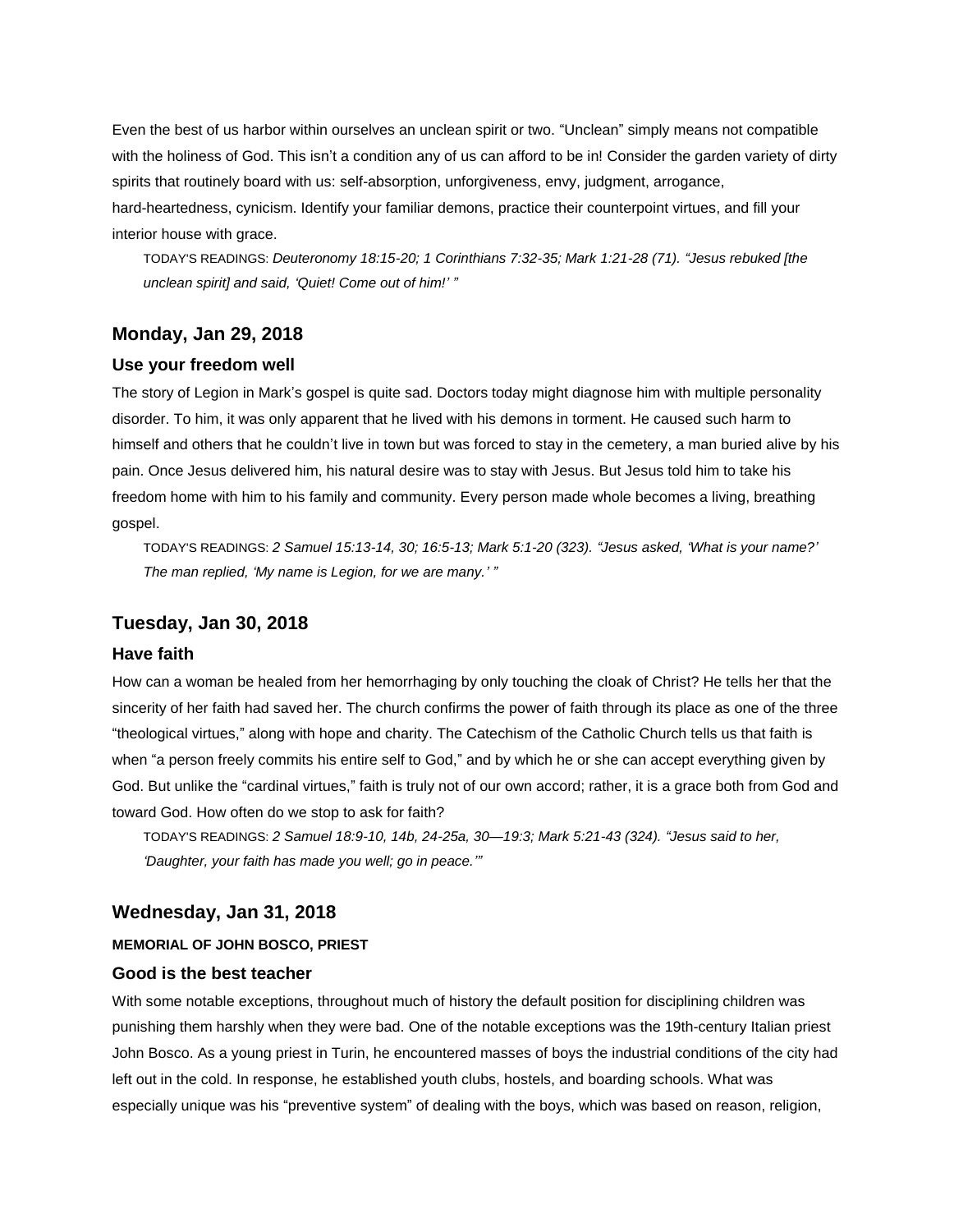Even the best of us harbor within ourselves an unclean spirit or two. “Unclean” simply means not compatible with the holiness of God. This isn’t a condition any of us can afford to be in! Consider the garden variety of dirty spirits that routinely board with us: self-absorption, unforgiveness, envy, judgment, arrogance, hard-heartedness, cynicism. Identify your familiar demons, practice their counterpoint virtues, and fill your interior house with grace.

TODAY'S READINGS: *Deuteronomy 18:15-20; 1 Corinthians 7:32-35; Mark 1:21-28 (71). “Jesus rebuked [the unclean spirit] and said, ‘Quiet! Come out of him!’ ”*

## Monday, Jan 29, 2018

### Use your freedom well

The story of Legion in Mark’s gospel is quite sad. Doctors today might diagnose him with multiple personality disorder. To him, it was only apparent that he lived with his demons in torment. He caused such harm to himself and others that he couldn’t live in town but was forced to stay in the cemetery, a man buried alive by his pain. Once Jesus delivered him, his natural desire was to stay with Jesus. But Jesus told him to take his freedom home with him to his family and community. Every person made whole becomes a living, breathing gospel.

TODAY'S READINGS: *2 Samuel 15:13-14, 30; 16:5-13; Mark 5:1-20 (323). “Jesus asked, ‘What is your name?’ The man replied, ‘My name is Legion, for we are many.’ ”*

## Tuesday, Jan 30, 2018

### Have faith

How can a woman be healed from her hemorrhaging by only touching the cloak of Christ? He tells her that the sincerity of her faith had saved her. The church confirms the power of faith through its place as one of the three “theological virtues,” along with hope and charity. The Catechism of the Catholic Church tells us that faith is when “a person freely commits his entire self to God,” and by which he or she can accept everything given by God. But unlike the “cardinal virtues,” faith is truly not of our own accord; rather, it is a grace both from God and toward God. How often do we stop to ask for faith?

TODAY'S READINGS: *2 Samuel 18:9-10, 14b, 24-25a, 30—19:3; Mark 5:21-43 (324). “Jesus said to her, ‘Daughter, your faith has made you well; go in peace.’”*

## Wednesday, Jan 31, 2018

**MEMORIAL OF JOHN BOSCO, PRIEST**

### Good is the best teacher

With some notable exceptions, throughout much of history the default position for disciplining children was punishing them harshly when they were bad. One of the notable exceptions was the 19th-century Italian priest John Bosco. As a young priest in Turin, he encountered masses of boys the industrial conditions of the city had left out in the cold. In response, he established youth clubs, hostels, and boarding schools. What was especially unique was his “preventive system” of dealing with the boys, which was based on reason, religion,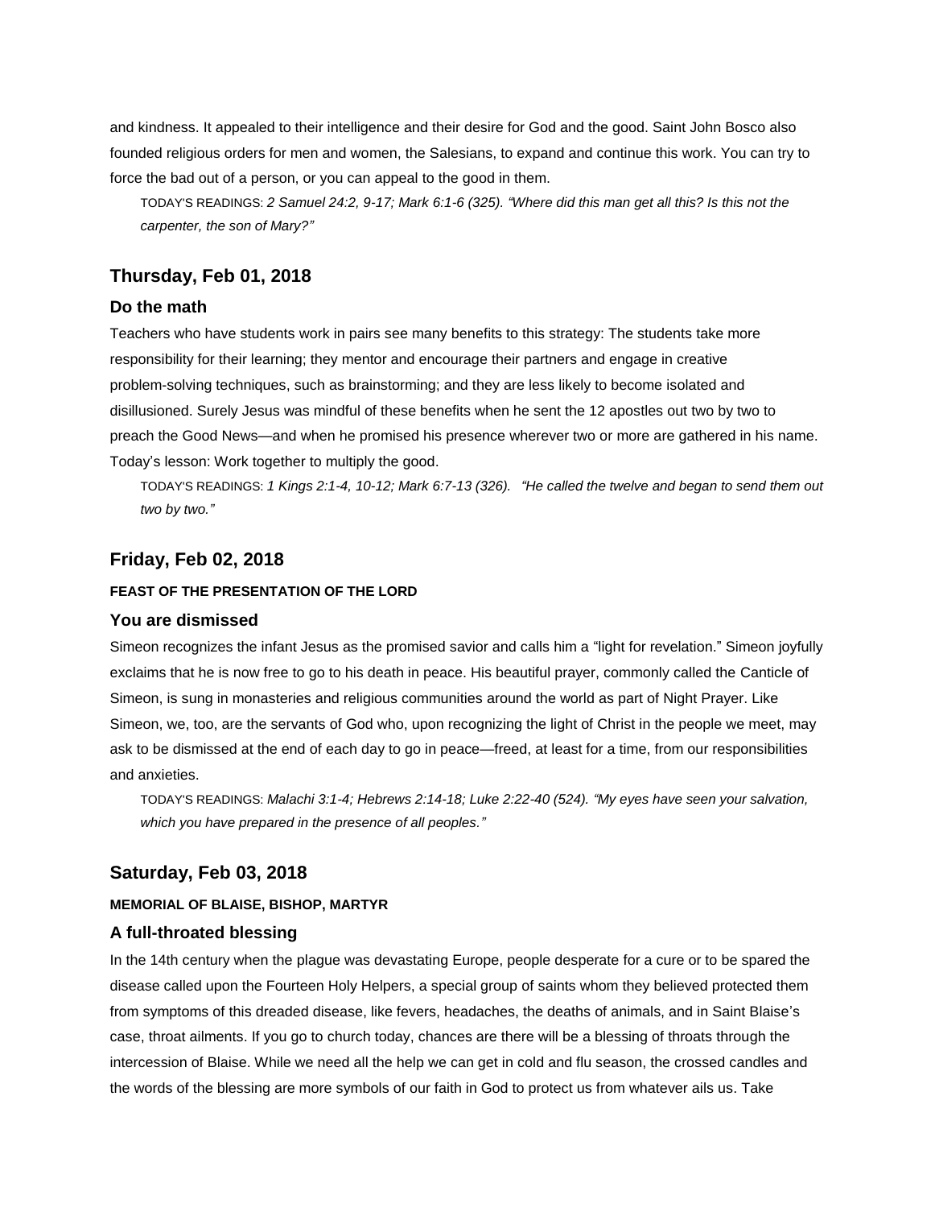and kindness. It appealed to their intelligence and their desire for God and the good. Saint John Bosco also founded religious orders for men and women, the Salesians, to expand and continue this work. You can try to force the bad out of a person, or you can appeal to the good in them.

TODAY'S READINGS: *2 Samuel 24:2, 9-17; Mark 6:1-6 (325). "Where did this man get all this? Is this not the carpenter, the son of Mary?"*

## Thursday, Feb 01, 2018

### Do the math

Teachers who have students work in pairs see many benefits to this strategy: The students take more responsibility for their learning; they mentor and encourage their partners and engage in creative problem-solving techniques, such as brainstorming; and they are less likely to become isolated and disillusioned. Surely Jesus was mindful of these benefits when he sent the 12 apostles out two by two to preach the Good News—and when he promised his presence wherever two or more are gathered in his name. Today's lesson: Work together to multiply the good.

TODAY'S READINGS: *1 Kings 2:1-4, 10-12; Mark 6:7-13 (326). "He called the twelve and began to send them out two by two."*

## Friday, Feb 02, 2018

**FEAST OF THE PRESENTATION OF THE LORD**

### You are dismissed

Simeon recognizes the infant Jesus as the promised savior and calls him a "light for revelation." Simeon joyfully exclaims that he is now free to go to his death in peace. His beautiful prayer, commonly called the Canticle of Simeon, is sung in monasteries and religious communities around the world as part of Night Prayer. Like Simeon, we, too, are the servants of God who, upon recognizing the light of Christ in the people we meet, may ask to be dismissed at the end of each day to go in peace—freed, at least for a time, from our responsibilities and anxieties.

TODAY'S READINGS: *Malachi 3:1-4; Hebrews 2:14-18; Luke 2:22-40 (524). "My eyes have seen your salvation, which you have prepared in the presence of all peoples."*

## Saturday, Feb 03, 2018

**MEMORIAL OF BLAISE, BISHOP, MARTYR**

### A full-throated blessing

In the 14th century when the plague was devastating Europe, people desperate for a cure or to be spared the disease called upon the Fourteen Holy Helpers, a special group of saints whom they believed protected them from symptoms of this dreaded disease, like fevers, headaches, the deaths of animals, and in Saint Blaise's case, throat ailments. If you go to church today, chances are there will be a blessing of throats through the intercession of Blaise. While we need all the help we can get in cold and flu season, the crossed candles and the words of the blessing are more symbols of our faith in God to protect us from whatever ails us. Take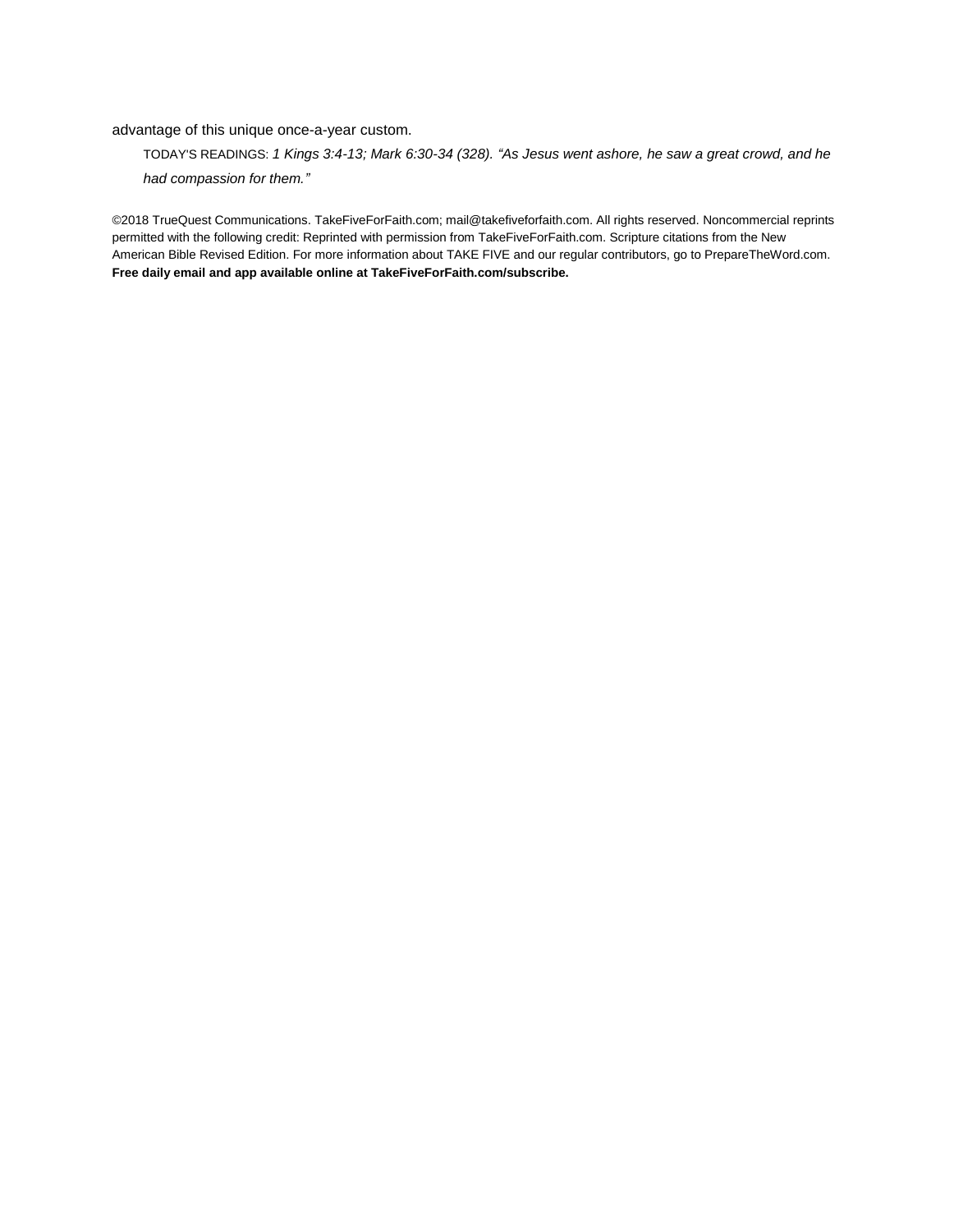advantage of this unique once-a-year custom.

TODAY'S READINGS: *1 Kings 3:4-13; Mark 6:30-34 (328). "As Jesus went ashore, he saw a great crowd, and he had compassion for them."*

©2018 TrueQuest Communications. TakeFiveForFaith.com; mail@takefiveforfaith.com. All rights reserved. Noncommercial reprints permitted with the following credit: Reprinted with permission from TakeFiveForFaith.com. Scripture citations from the New American Bible Revised Edition. For more information about TAKE FIVE and our regular contributors, go to PrepareTheWord.com. **Free daily email and app available online at TakeFiveForFaith.com/subscribe.**